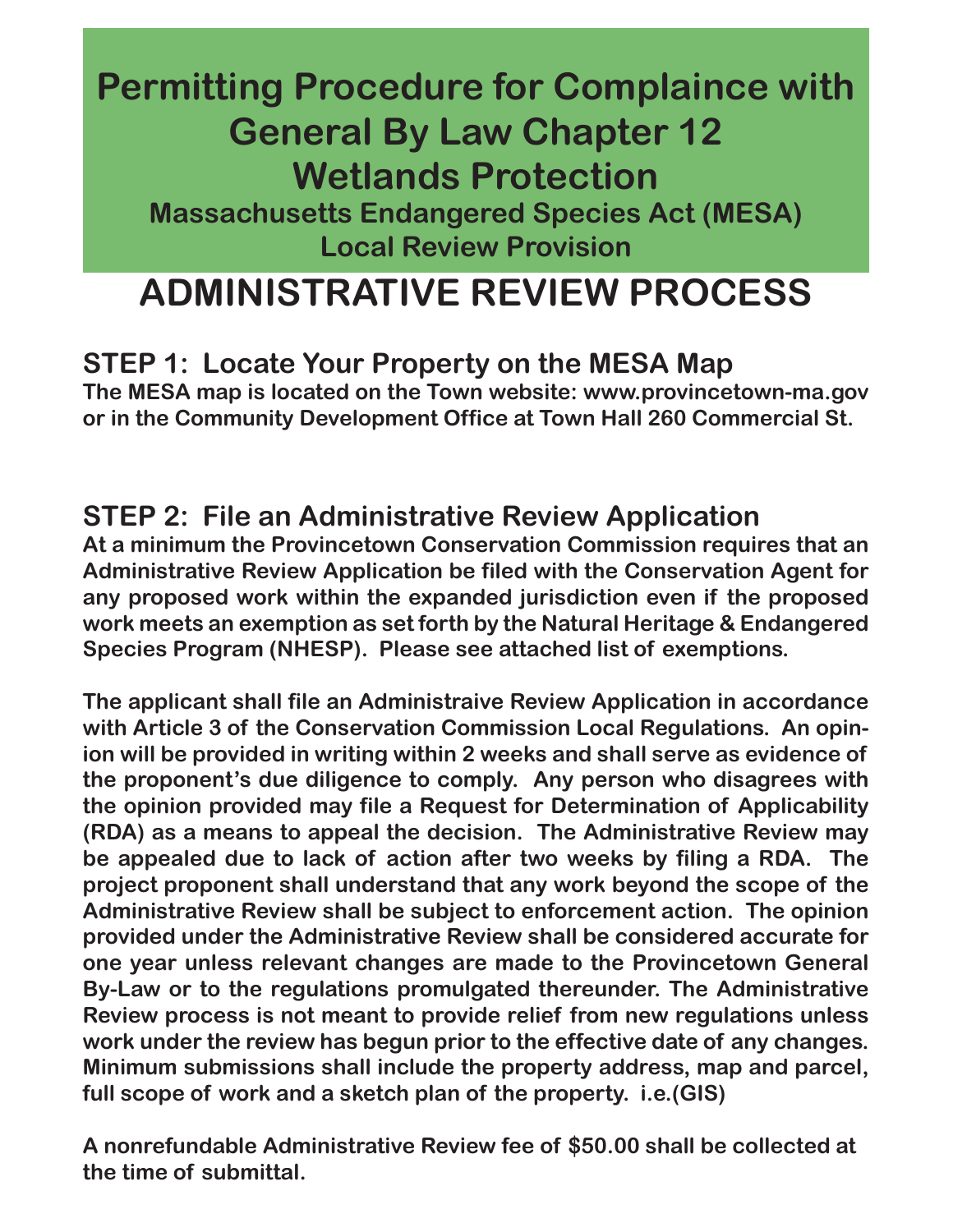# Permitting Procedure for Complaince with General By Law Chapter 12 Wetlands Protection

### Massachusetts Endangered Species Act (MESA) Local Review Provision

# ADMINISTRATIVE REVIEW PROCESS

## STEP 1: Locate Your Property on the MESA Map

**The MESA map is located on the Town website: www.provincetown-ma.gov or in the Community Development Office at Town Hall 260 Commercial St.**

## STEP 2: File an Administrative Review Application

**At a minimum the Provincetown Conservation Commission requires that an Administrative Review Application be filed with the Conservation Agent for any proposed work within the expanded jurisdiction even if the proposed work meets an exemption as set forth by the Natural Heritage & Endangered Species Program (NHESP). Please see attached list of exemptions.**

**The applicant shall file an Administraive Review Application in accordance with Article 3 of the Conservation Commission Local Regulations. An opinion will be provided in writing within 2 weeks and shall serve as evidence of the proponent's due diligence to comply. Any person who disagrees with the opinion provided may file a Request for Determination of Applicability (RDA) as a means to appeal the decision. The Administrative Review may be appealed due to lack of action after two weeks by filing a RDA. The project proponent shall understand that any work beyond the scope of the Administrative Review shall be subject to enforcement action. The opinion provided under the Administrative Review shall be considered accurate for one year unless relevant changes are made to the Provincetown General By-Law or to the regulations promulgated thereunder. The Administrative Review process is not meant to provide relief from new regulations unless work under the review has begun prior to the effective date of any changes. Minimum submissions shall include the property address, map and parcel, full scope of work and a sketch plan of the property. i.e.(GIS)**

**A nonrefundable Administrative Review fee of $50.00 shall be collected at the time of submittal.**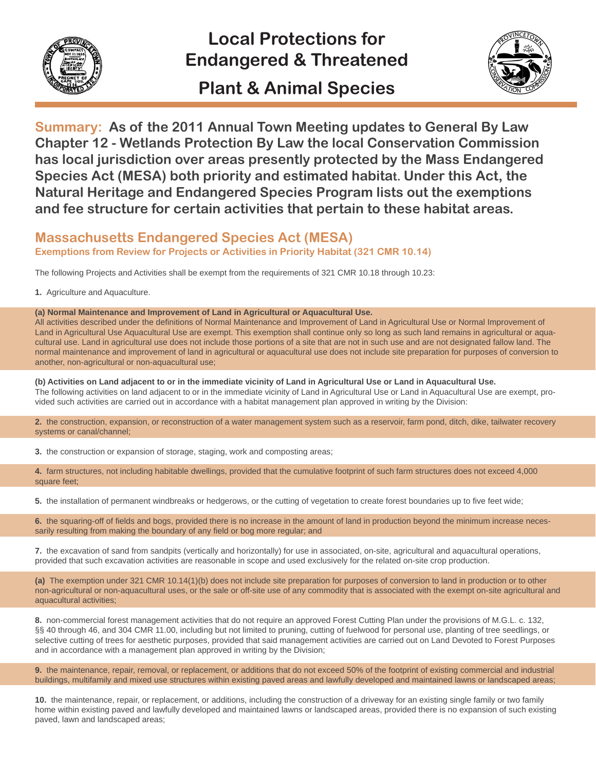# Local Protections for Endangered & Threatened Plant & Animal Species

**Summary: As of the 2011 Annual Town Meeting updates to General By Law Chapter 12 - Wetlands Protection By Law the local Conservation Commission has local jurisdiction over areas presently protected by the Mass Endangered Species Act (MESA) both priority and estimated habitat. Under this Act, the Natural Heritage and Endangered Species Program lists out the exemptions and fee structure for certain activities that pertain to these habitat areas.**

## Massachusetts Endangered Species Act (MESA)

### Exemptions from Review for Projects or Activities in Priority Habitat (321 CMR 10.14)

The following Projects and Activities shall be exempt from the requirements of 321 CMR 10.18 through 10.23:

**1.** Agriculture and Aquaculture.

**(a) Normal Maintenance and Improvement of Land in Agricultural or Aquacultural Use.**
All activities described under the definitions of Normal Maintenance and Improvement of Land in Agricultural Use or Normal Improvement of Land in Agricultural Use Aquacultural Use are exempt. This exemption shall continue only so long as such land remains in agricultural or aquacultural use. Land in agricultural use does not include those portions of a site that are not in such use and are not designated fallow land. The normal maintenance and improvement of land in agricultural or aquacultural use does not include site preparation for purposes of conversion to another, non-agricultural or non-aquacultural use;

**(b) Activities on Land adjacent to or in the immediate vicinity of Land in Agricultural Use or Land in Aquacultural Use.**
The following activities on land adjacent to or in the immediate vicinity of Land in Agricultural Use or Land in Aquacultural Use are exempt, provided such activities are carried out in accordance with a habitat management plan approved in writing by the Division:

**2.** the construction, expansion, or reconstruction of a water management system such as a reservoir, farm pond, ditch, dike, tailwater recovery systems or canal/channel;

**3.** the construction or expansion of storage, staging, work and composting areas;

**4.** farm structures, not including habitable dwellings, provided that the cumulative footprint of such farm structures does not exceed 4,000 square feet;

**5.** the installation of permanent windbreaks or hedgerows, or the cutting of vegetation to create forest boundaries up to five feet wide;

**6.** the squaring-off of fields and bogs, provided there is no increase in the amount of land in production beyond the minimum increase necessarily resulting from making the boundary of any field or bog more regular; and

**7.** the excavation of sand from sandpits (vertically and horizontally) for use in associated, on-site, agricultural and aquacultural operations, provided that such excavation activities are reasonable in scope and used exclusively for the related on-site crop production.

**(a)** The exemption under 321 CMR 10.14(1)(b) does not include site preparation for purposes of conversion to land in production or to other non-agricultural or non-aquacultural uses, or the sale or off-site use of any commodity that is associated with the exempt on-site agricultural and aquacultural activities;

**8.** non-commercial forest management activities that do not require an approved Forest Cutting Plan under the provisions of M.G.L. c. 132, §§ 40 through 46, and 304 CMR 11.00, including but not limited to pruning, cutting of fuelwood for personal use, planting of tree seedlings, or selective cutting of trees for aesthetic purposes, provided that said management activities are carried out on Land Devoted to Forest Purposes and in accordance with a management plan approved in writing by the Division;

**9.** the maintenance, repair, removal, or replacement, or additions that do not exceed 50% of the footprint of existing commercial and industrial buildings, multifamily and mixed use structures within existing paved areas and lawfully developed and maintained lawns or landscaped areas;

**10.** the maintenance, repair, or replacement, or additions, including the construction of a driveway for an existing single family or two family home within existing paved and lawfully developed and maintained lawns or landscaped areas, provided there is no expansion of such existing paved, lawn and landscaped areas;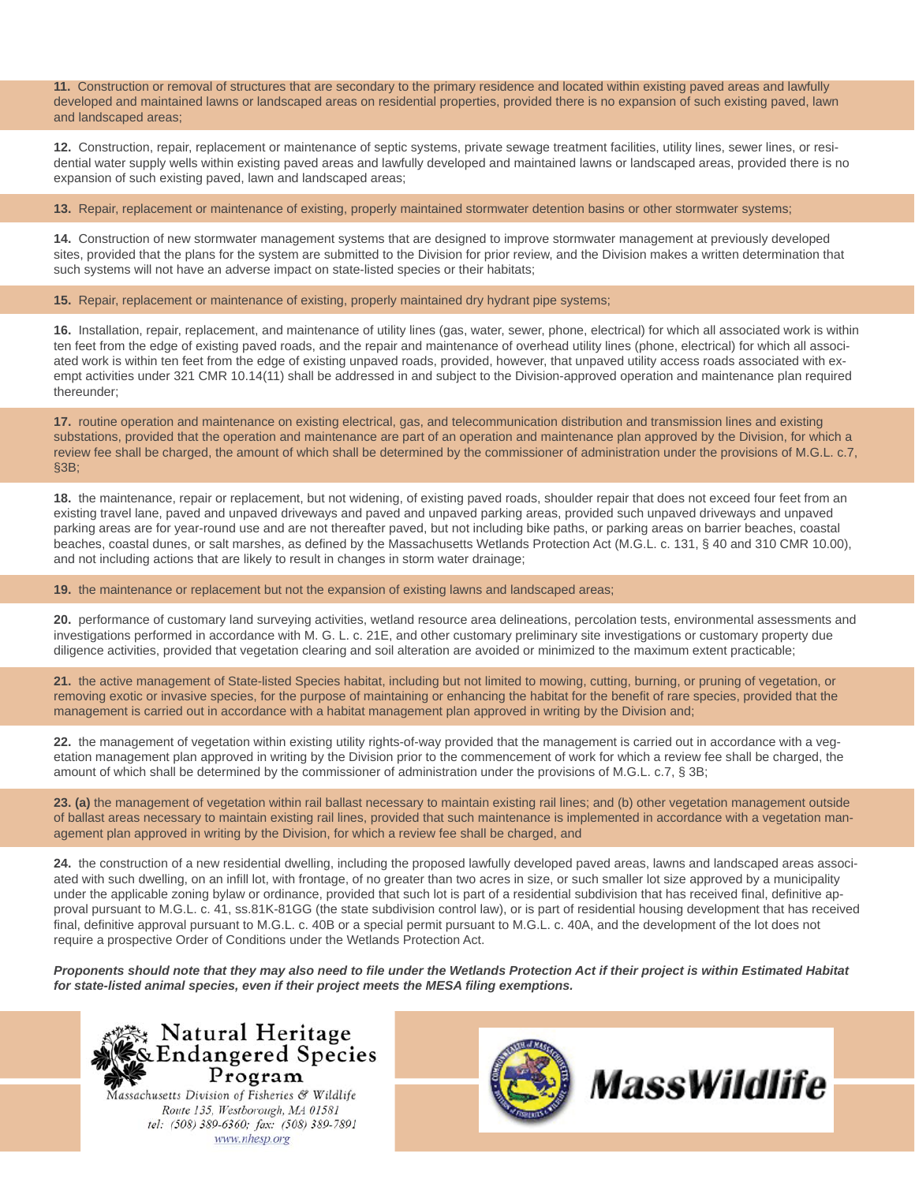**11.** Construction or removal of structures that are secondary to the primary residence and located within existing paved areas and lawfully developed and maintained lawns or landscaped areas on residential properties, provided there is no expansion of such existing paved, lawn and landscaped areas;

**12.** Construction, repair, replacement or maintenance of septic systems, private sewage treatment facilities, utility lines, sewer lines, or residential water supply wells within existing paved areas and lawfully developed and maintained lawns or landscaped areas, provided there is no expansion of such existing paved, lawn and landscaped areas;

**13.** Repair, replacement or maintenance of existing, properly maintained stormwater detention basins or other stormwater systems;

**14.** Construction of new stormwater management systems that are designed to improve stormwater management at previously developed sites, provided that the plans for the system are submitted to the Division for prior review, and the Division makes a written determination that such systems will not have an adverse impact on state-listed species or their habitats;

**15.** Repair, replacement or maintenance of existing, properly maintained dry hydrant pipe systems;

**16.** Installation, repair, replacement, and maintenance of utility lines (gas, water, sewer, phone, electrical) for which all associated work is within ten feet from the edge of existing paved roads, and the repair and maintenance of overhead utility lines (phone, electrical) for which all associated work is within ten feet from the edge of existing unpaved roads, provided, however, that unpaved utility access roads associated with exempt activities under 321 CMR 10.14(11) shall be addressed in and subject to the Division-approved operation and maintenance plan required thereunder;

**17.** routine operation and maintenance on existing electrical, gas, and telecommunication distribution and transmission lines and existing substations, provided that the operation and maintenance are part of an operation and maintenance plan approved by the Division, for which a review fee shall be charged, the amount of which shall be determined by the commissioner of administration under the provisions of M.G.L. c.7, §3B;

**18.** the maintenance, repair or replacement, but not widening, of existing paved roads, shoulder repair that does not exceed four feet from an existing travel lane, paved and unpaved driveways and paved and unpaved parking areas, provided such unpaved driveways and unpaved parking areas are for year-round use and are not thereafter paved, but not including bike paths, or parking areas on barrier beaches, coastal beaches, coastal dunes, or salt marshes, as defined by the Massachusetts Wetlands Protection Act (M.G.L. c. 131, § 40 and 310 CMR 10.00), and not including actions that are likely to result in changes in storm water drainage;

**19.** the maintenance or replacement but not the expansion of existing lawns and landscaped areas;

**20.** performance of customary land surveying activities, wetland resource area delineations, percolation tests, environmental assessments and investigations performed in accordance with M. G. L. c. 21E, and other customary preliminary site investigations or customary property due diligence activities, provided that vegetation clearing and soil alteration are avoided or minimized to the maximum extent practicable;

**21.** the active management of State-listed Species habitat, including but not limited to mowing, cutting, burning, or pruning of vegetation, or removing exotic or invasive species, for the purpose of maintaining or enhancing the habitat for the benefit of rare species, provided that the management is carried out in accordance with a habitat management plan approved in writing by the Division and;

**22.** the management of vegetation within existing utility rights-of-way provided that the management is carried out in accordance with a vegetation management plan approved in writing by the Division prior to the commencement of work for which a review fee shall be charged, the amount of which shall be determined by the commissioner of administration under the provisions of M.G.L. c.7, § 3B;

**23. (a)** the management of vegetation within rail ballast necessary to maintain existing rail lines; and (b) other vegetation management outside of ballast areas necessary to maintain existing rail lines, provided that such maintenance is implemented in accordance with a vegetation management plan approved in writing by the Division, for which a review fee shall be charged, and

**24.** the construction of a new residential dwelling, including the proposed lawfully developed paved areas, lawns and landscaped areas associated with such dwelling, on an infill lot, with frontage, of no greater than two acres in size, or such smaller lot size approved by a municipality under the applicable zoning bylaw or ordinance, provided that such lot is part of a residential subdivision that has received final, definitive approval pursuant to M.G.L. c. 41, ss.81K-81GG (the state subdivision control law), or is part of residential housing development that has received final, definitive approval pursuant to M.G.L. c. 40B or a special permit pursuant to M.G.L. c. 40A, and the development of the lot does not require a prospective Order of Conditions under the Wetlands Protection Act.

***Proponents should note that they may also need to file under the Wetlands Protection Act if their project is within Estimated Habitat for state-listed animal species, even if their project meets the MESA filing exemptions.***

Natural Heritage & Endangered Species Program
*Massachusetts Division of Fisheries & Wildlife*
*Route 135, Westborough, MA 01581*
*tel: (508) 389-6360; fax: (508) 389-7891*
www.nhesp.org

MassWildlife